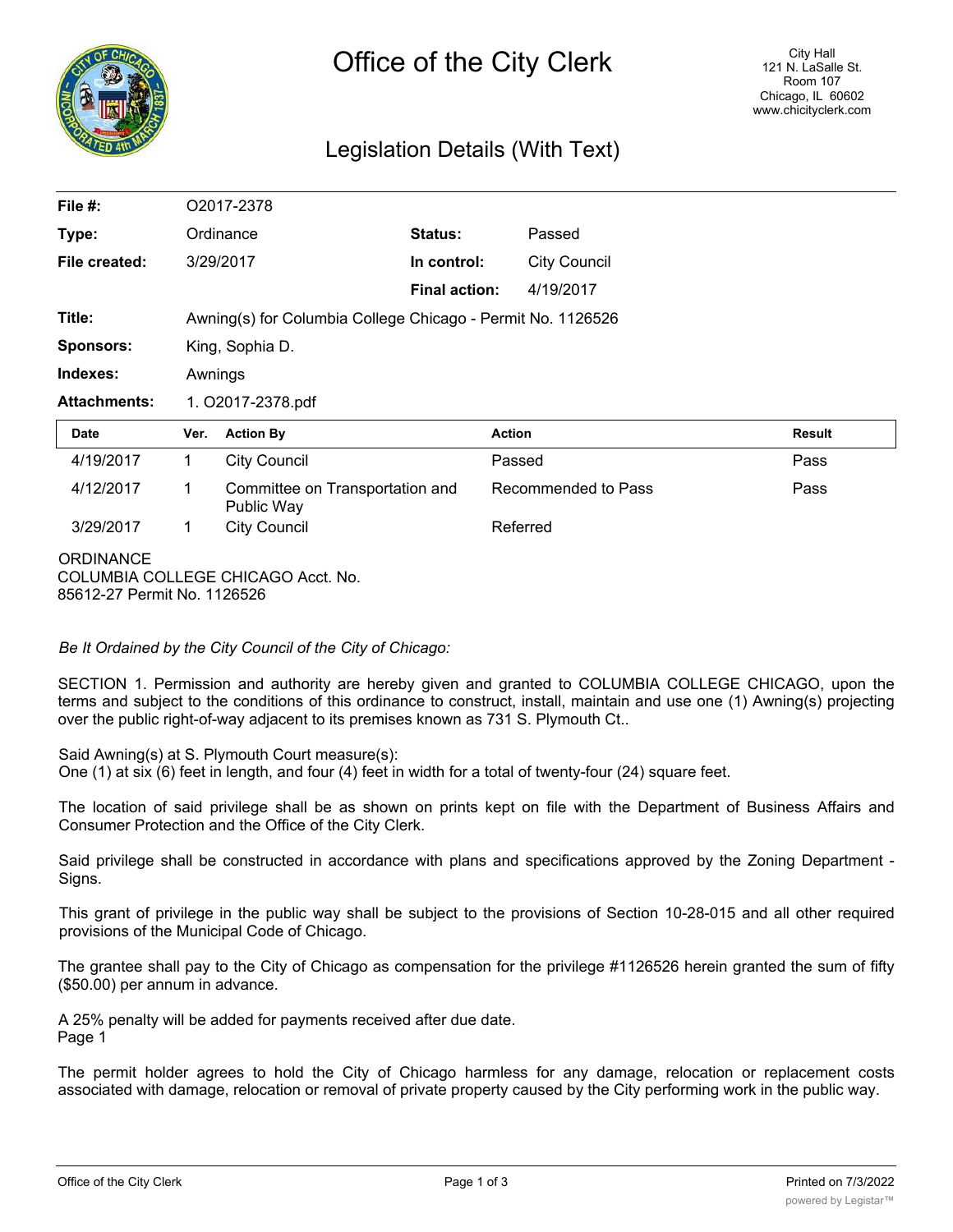# Office of the City Clerk

City Hall
121 N. LaSalle St.
Room 107
Chicago, IL 60602
www.chicityclerk.com

## Legislation Details (With Text)

| | | | |
|---|---|---|---|
| **File #:** | O2017-2378 | | |
| **Type:** | Ordinance | **Status:** | Passed |
| **File created:** | 3/29/2017 | **In control:** | City Council |
| | | **Final action:** | 4/19/2017 |
| **Title:** | Awning(s) for Columbia College Chicago - Permit No. 1126526 | | |
| **Sponsors:** | King, Sophia D. | | |
| **Indexes:** | Awnings | | |
| **Attachments:** | 1. O2017-2378.pdf | | |

| Date | Ver. | Action By | Action | Result |
|---|---|---|---|---|
| 4/19/2017 | 1 | City Council | Passed | Pass |
| 4/12/2017 | 1 | Committee on Transportation and Public Way | Recommended to Pass | Pass |
| 3/29/2017 | 1 | City Council | Referred | |

ORDINANCE
COLUMBIA COLLEGE CHICAGO Acct. No. 85612-27 Permit No. 1126526

*Be It Ordained by the City Council of the City of Chicago:*

SECTION 1. Permission and authority are hereby given and granted to COLUMBIA COLLEGE CHICAGO, upon the terms and subject to the conditions of this ordinance to construct, install, maintain and use one (1) Awning(s) projecting over the public right-of-way adjacent to its premises known as 731 S. Plymouth Ct..

Said Awning(s) at S. Plymouth Court measure(s):
One (1) at six (6) feet in length, and four (4) feet in width for a total of twenty-four (24) square feet.

The location of said privilege shall be as shown on prints kept on file with the Department of Business Affairs and Consumer Protection and the Office of the City Clerk.

Said privilege shall be constructed in accordance with plans and specifications approved by the Zoning Department - Signs.

This grant of privilege in the public way shall be subject to the provisions of Section 10-28-015 and all other required provisions of the Municipal Code of Chicago.

The grantee shall pay to the City of Chicago as compensation for the privilege #1126526 herein granted the sum of fifty ($50.00) per annum in advance.

A 25% penalty will be added for payments received after due date.
Page 1

The permit holder agrees to hold the City of Chicago harmless for any damage, relocation or replacement costs associated with damage, relocation or removal of private property caused by the City performing work in the public way.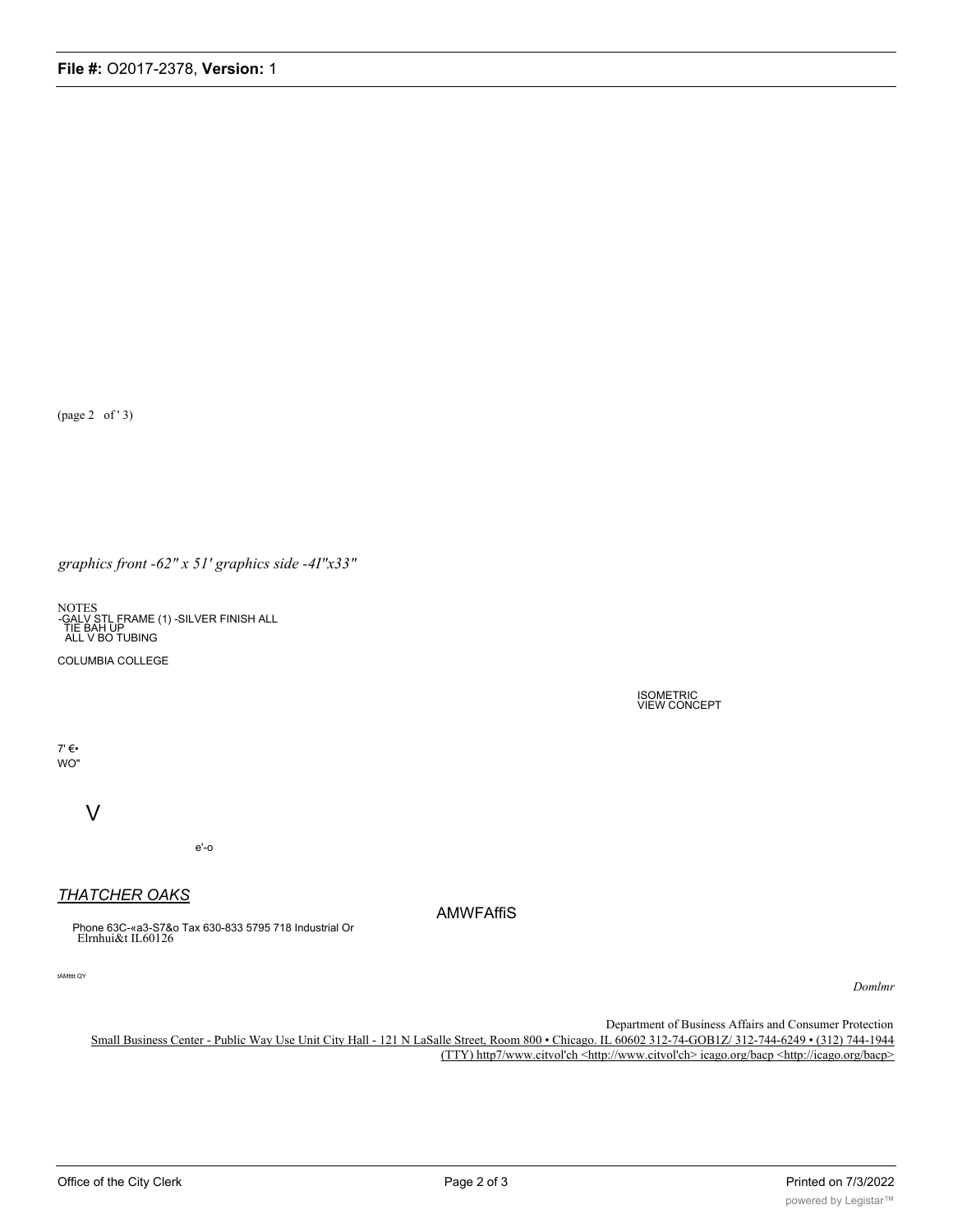(page 2 of ' 3)

*graphics front -62" x 51' graphics side -4I"x33"*

NOTES
-GALV STL FRAME (1) -SILVER FINISH ALL
TIE BAH UP
ALL V BO TUBING

COLUMBIA COLLEGE

ISOMETRIC
VIEW CONCEPT

7' €•
WO"

V

e'-o

*THATCHER OAKS*

AMWFAffiS

Phone 63C-«a3-S7&o Tax 630-833 5795 718 Industrial Or
Elrnhui&t IL60126

tAMtttt QY

*Domlmr*

Department of Business Affairs and Consumer Protection
Small Business Center - Public Way Use Unit City Hall - 121 N LaSalle Street, Room 800 • Chicago. IL 60602 312-74-GOB1Z/ 312-744-6249 • (312) 744-1944 (TTY) http7/www.citvol'ch <http://www.citvol'ch> icago.org/bacp <http://icago.org/bacp>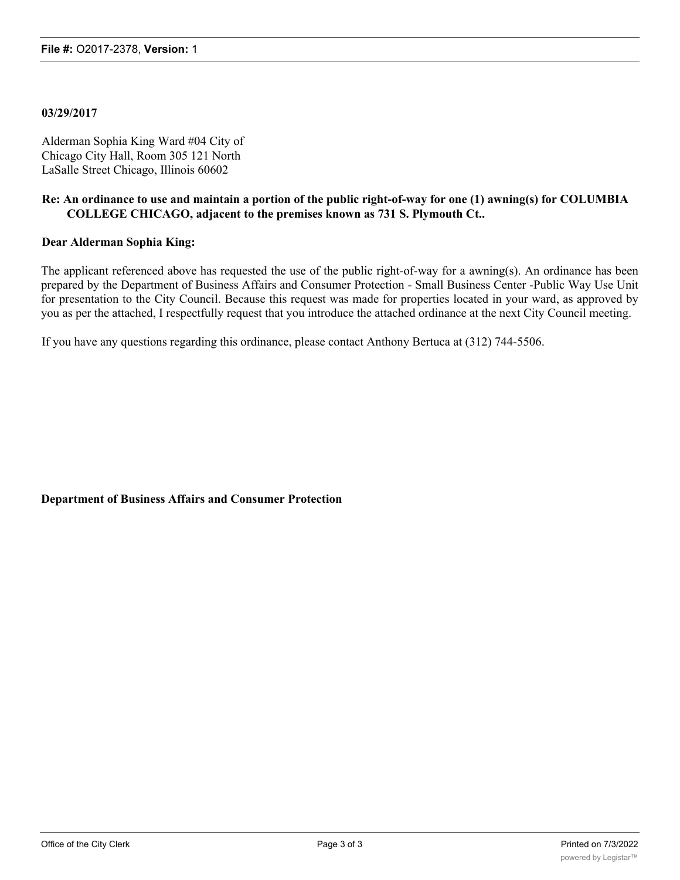**03/29/2017**

Alderman Sophia King Ward #04 City of Chicago City Hall, Room 305 121 North LaSalle Street Chicago, Illinois 60602

**Re: An ordinance to use and maintain a portion of the public right-of-way for one (1) awning(s) for COLUMBIA COLLEGE CHICAGO, adjacent to the premises known as 731 S. Plymouth Ct..**

**Dear Alderman Sophia King:**

The applicant referenced above has requested the use of the public right-of-way for a awning(s). An ordinance has been prepared by the Department of Business Affairs and Consumer Protection - Small Business Center -Public Way Use Unit for presentation to the City Council. Because this request was made for properties located in your ward, as approved by you as per the attached, I respectfully request that you introduce the attached ordinance at the next City Council meeting.

If you have any questions regarding this ordinance, please contact Anthony Bertuca at (312) 744-5506.

**Department of Business Affairs and Consumer Protection**